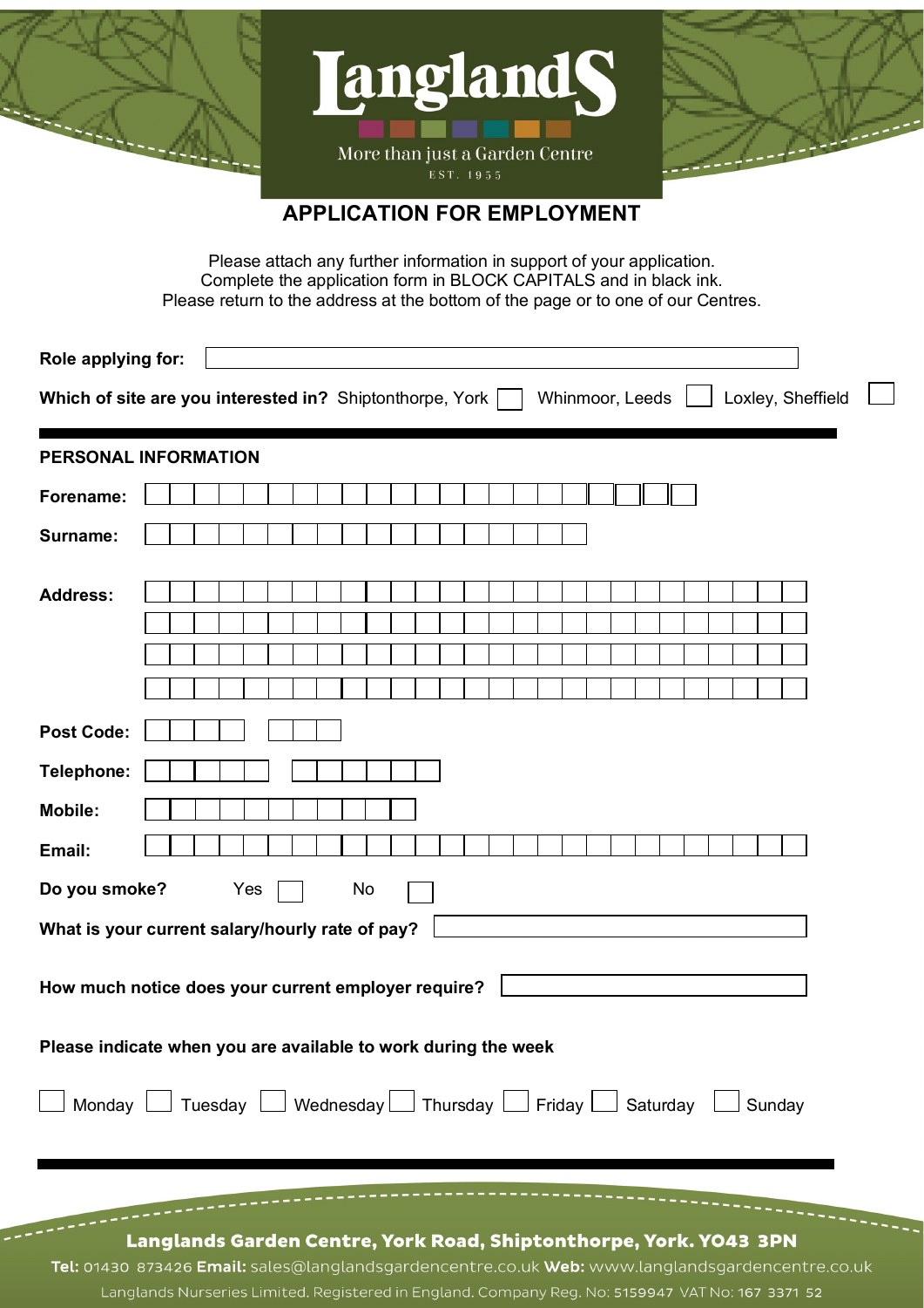# Langlands

More than just a Garden Centre

EST. 1955

## APPLICATION FOR EMPLOYMENT

Please attach any further information in support of your application.
Complete the application form in BLOCK CAPITALS and in black ink.
Please return to the address at the bottom of the page or to one of our Centres.

**Role applying for:** ☐

**Which of site are you interested in?** Shiptonthorpe, York ☐ Whinmoor, Leeds ☐ Loxley, Sheffield ☐

---

### PERSONAL INFORMATION

**Forename:**

**Surname:**

**Address:**

**Post Code:**

**Telephone:**

**Mobile:**

**Email:**

**Do you smoke?** Yes ☐ No ☐

**What is your current salary/hourly rate of pay?**

**How much notice does your current employer require?**

**Please indicate when you are available to work during the week**

☐ Monday ☐ Tuesday ☐ Wednesday ☐ Thursday ☐ Friday ☐ Saturday ☐ Sunday

---

**Langlands Garden Centre, York Road, Shiptonthorpe, York. YO43 3PN**

**Tel:** 01430 873426 **Email:** sales@langlandsgardencentre.co.uk **Web:** www.langlandsgardencentre.co.uk

Langlands Nurseries Limited. Registered in England. Company Reg. No: 5159947 VAT No: 167 3371 52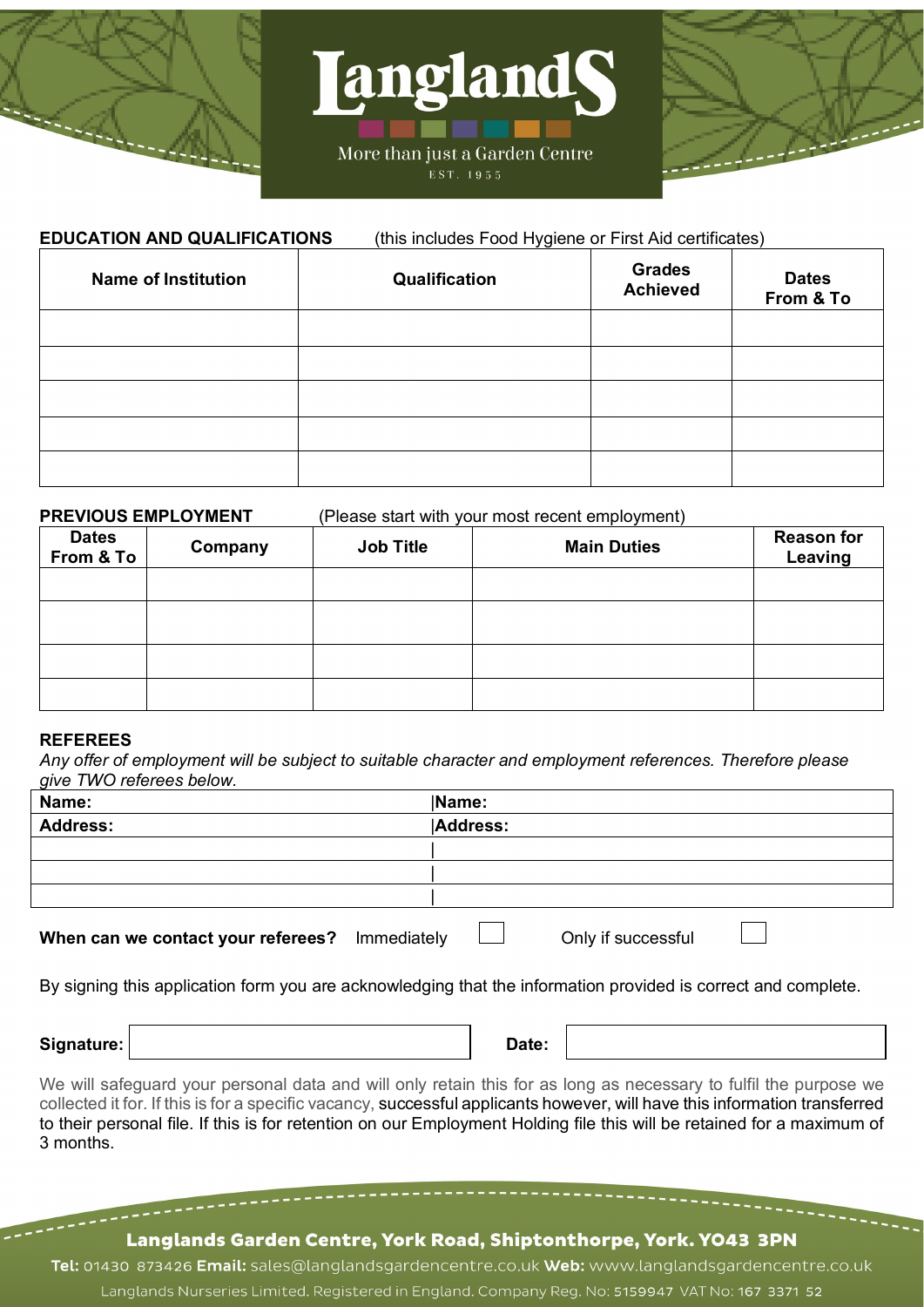**EDUCATION AND QUALIFICATIONS** (this includes Food Hygiene or First Aid certificates)

| Name of Institution | Qualification | Grades Achieved | Dates From & To |
|---|---|---|---|
| | | | |
| | | | |
| | | | |
| | | | |
| | | | |

**PREVIOUS EMPLOYMENT** (Please start with your most recent employment)

| Dates From & To | Company | Job Title | Main Duties | Reason for Leaving |
|---|---|---|---|---|
| | | | | |
| | | | | |
| | | | | |
| | | | | |

**REFEREES**

*Any offer of employment will be subject to suitable character and employment references. Therefore please give TWO referees below.*

| | |
|---|---|
| **Name:** | **Name:** |
| **Address:** | **Address:** |
| | |
| | |
| | |

**When can we contact your referees?** Immediately ☐ Only if successful ☐

By signing this application form you are acknowledging that the information provided is correct and complete.

**Signature:** ____________________ **Date:** ____________________

We will safeguard your personal data and will only retain this for as long as necessary to fulfil the purpose we collected it for. If this is for a specific vacancy, successful applicants however, will have this information transferred to their personal file. If this is for retention on our Employment Holding file this will be retained for a maximum of 3 months.

**Langlands Garden Centre, York Road, Shiptonthorpe, York. YO43 3PN**

**Tel:** 01430 873426 **Email:** sales@langlandsgardencentre.co.uk **Web:** www.langlandsgardencentre.co.uk

Langlands Nurseries Limited. Registered in England. Company Reg. No: 5159947 VAT No: 167 3371 52